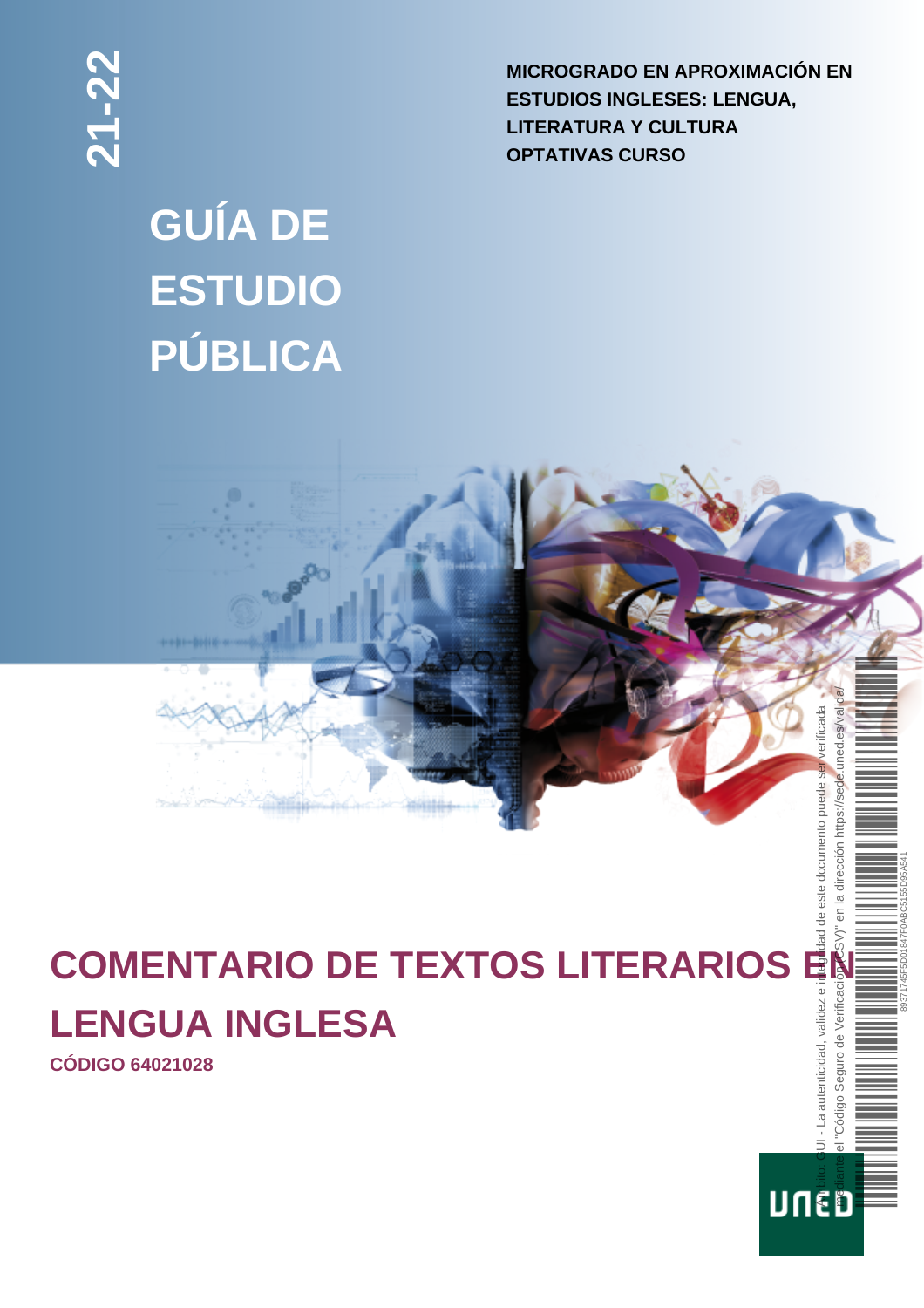21-22

**MICROGRADO EN APROXIMACIÓN EN ESTUDIOS INGLESES: LENGUA, LITERATURA Y CULTURA**
**OPTATIVAS CURSO**

# GUÍA DE ESTUDIO PÚBLICA

# COMENTARIO DE TEXTOS LITERARIOS EN LENGUA INGLESA

**CÓDIGO 64021028**

Ámbito: GUI - La autenticidad, validez e integridad de este documento puede ser verificada mediante el "Código Seguro de Verificación (CSV)" en la dirección https://sede.uned.es/valida/

8937174F5FD0184 7F0ABC5155D95A541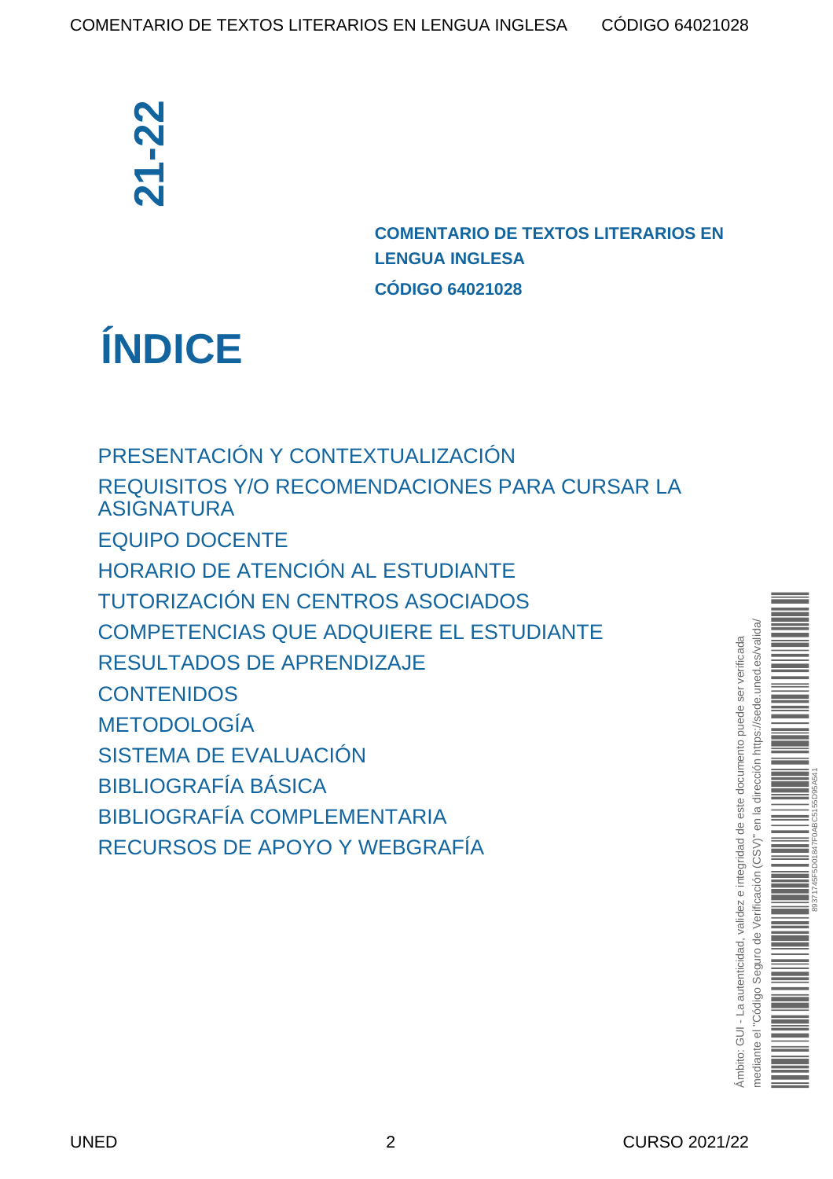# 21-22

**COMENTARIO DE TEXTOS LITERARIOS EN LENGUA INGLESA**

**CÓDIGO 64021028**

# ÍNDICE

PRESENTACIÓN Y CONTEXTUALIZACIÓN
REQUISITOS Y/O RECOMENDACIONES PARA CURSAR LA ASIGNATURA
EQUIPO DOCENTE
HORARIO DE ATENCIÓN AL ESTUDIANTE
TUTORIZACIÓN EN CENTROS ASOCIADOS
COMPETENCIAS QUE ADQUIERE EL ESTUDIANTE
RESULTADOS DE APRENDIZAJE
CONTENIDOS
METODOLOGÍA
SISTEMA DE EVALUACIÓN
BIBLIOGRAFÍA BÁSICA
BIBLIOGRAFÍA COMPLEMENTARIA
RECURSOS DE APOYO Y WEBGRAFÍA

Ámbito: GUI - La autenticidad, validez e integridad de este documento puede ser verificada mediante el "Código Seguro de Verificación (CSV)" en la dirección https://sede.uned.es/valida/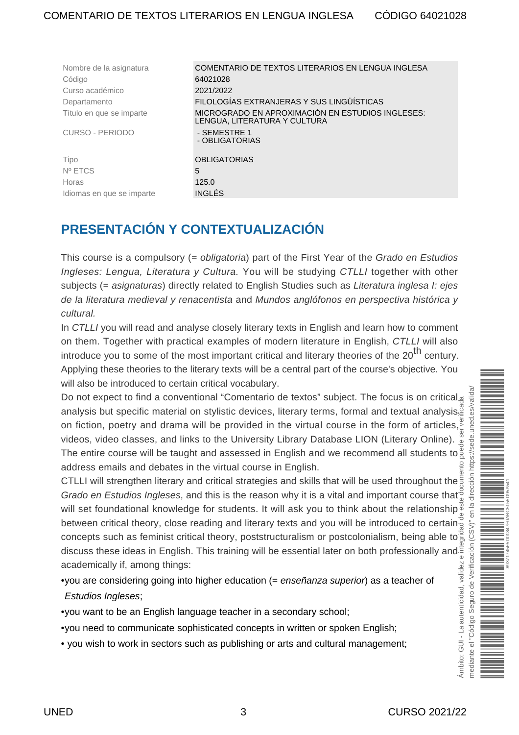| | |
|---|---|
| Nombre de la asignatura | COMENTARIO DE TEXTOS LITERARIOS EN LENGUA INGLESA |
| Código | 64021028 |
| Curso académico | 2021/2022 |
| Departamento | FILOLOGÍAS EXTRANJERAS Y SUS LINGÜÍSTICAS |
| Título en que se imparte | MICROGRADO EN APROXIMACIÓN EN ESTUDIOS INGLESES: LENGUA, LITERATURA Y CULTURA |
| CURSO - PERIODO | - SEMESTRE 1<br>- OBLIGATORIAS |
| Tipo | OBLIGATORIAS |
| Nº ETCS | 5 |
| Horas | 125.0 |
| Idiomas en que se imparte | INGLÉS |

## PRESENTACIÓN Y CONTEXTUALIZACIÓN

This course is a compulsory (= *obligatoria*) part of the First Year of the *Grado en Estudios Ingleses: Lengua, Literatura y Cultura.* You will be studying *CTLLI* together with other subjects (= *asignaturas*) directly related to English Studies such as *Literatura inglesa I: ejes de la literatura medieval y renacentista* and *Mundos anglófonos en perspectiva histórica y cultural.*

In *CTLLI* you will read and analyse closely literary texts in English and learn how to comment on them. Together with practical examples of modern literature in English, *CTLLI* will also introduce you to some of the most important critical and literary theories of the 20th century. Applying these theories to the literary texts will be a central part of the course's objective. You will also be introduced to certain critical vocabulary.

Do not expect to find a conventional "Comentario de textos" subject. The focus is on critical analysis but specific material on stylistic devices, literary terms, formal and textual analysis on fiction, poetry and drama will be provided in the virtual course in the form of articles, videos, video classes, and links to the University Library Database LION (Literary Online). The entire course will be taught and assessed in English and we recommend all students to address emails and debates in the virtual course in English.

CTLLI will strengthen literary and critical strategies and skills that will be used throughout the *Grado en Estudios Ingleses*, and this is the reason why it is a vital and important course that will set foundational knowledge for students. It will ask you to think about the relationship between critical theory, close reading and literary texts and you will be introduced to certain concepts such as feminist critical theory, poststructuralism or postcolonialism, being able to discuss these ideas in English. This training will be essential later on both professionally and academically if, among things:

- you are considering going into higher education (= *enseñanza superior*) as a teacher of *Estudios Ingleses*;
- you want to be an English language teacher in a secondary school;
- you need to communicate sophisticated concepts in written or spoken English;
- you wish to work in sectors such as publishing or arts and cultural management;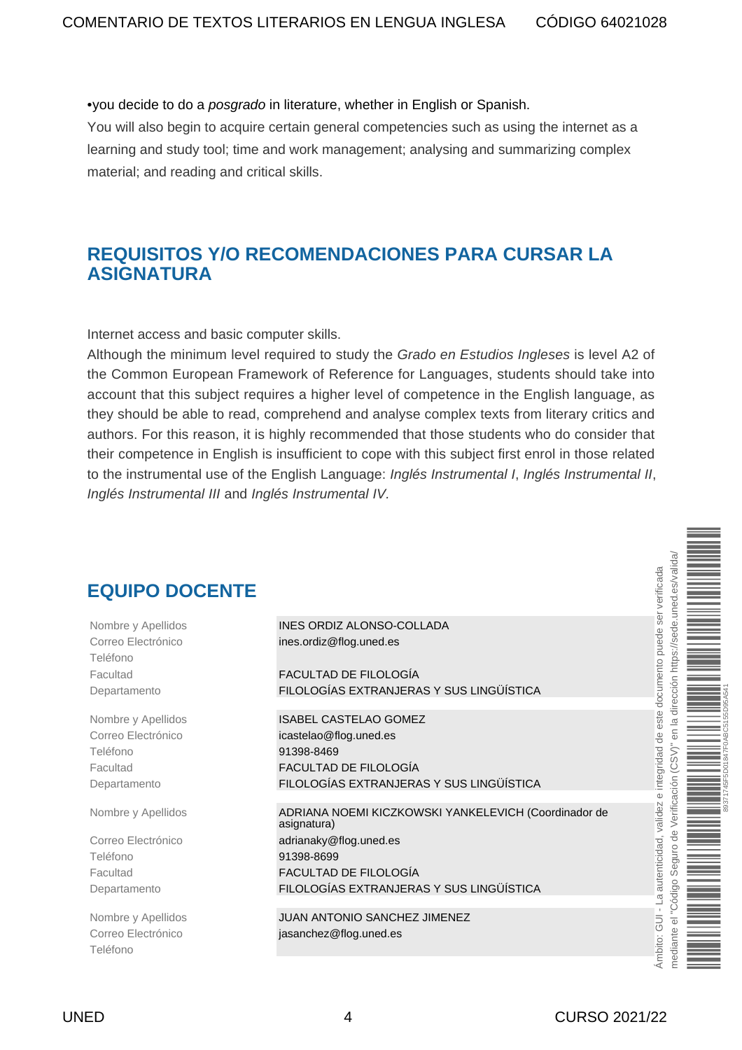•you decide to do a *posgrado* in literature, whether in English or Spanish.

You will also begin to acquire certain general competencies such as using the internet as a learning and study tool; time and work management; analysing and summarizing complex material; and reading and critical skills.

## REQUISITOS Y/O RECOMENDACIONES PARA CURSAR LA ASIGNATURA

Internet access and basic computer skills.

Although the minimum level required to study the *Grado en Estudios Ingleses* is level A2 of the Common European Framework of Reference for Languages, students should take into account that this subject requires a higher level of competence in the English language, as they should be able to read, comprehend and analyse complex texts from literary critics and authors. For this reason, it is highly recommended that those students who do consider that their competence in English is insufficient to cope with this subject first enrol in those related to the instrumental use of the English Language: *Inglés Instrumental I*, *Inglés Instrumental II*, *Inglés Instrumental III* and *Inglés Instrumental IV*.

## EQUIPO DOCENTE

| | |
|---|---|
| Nombre y Apellidos | INES ORDIZ ALONSO-COLLADA |
| Correo Electrónico | ines.ordiz@flog.uned.es |
| Teléfono | |
| Facultad | FACULTAD DE FILOLOGÍA |
| Departamento | FILOLOGÍAS EXTRANJERAS Y SUS LINGÜÍSTICA |

| | |
|---|---|
| Nombre y Apellidos | ISABEL CASTELAO GOMEZ |
| Correo Electrónico | icastelao@flog.uned.es |
| Teléfono | 91398-8469 |
| Facultad | FACULTAD DE FILOLOGÍA |
| Departamento | FILOLOGÍAS EXTRANJERAS Y SUS LINGÜÍSTICA |

| | |
|---|---|
| Nombre y Apellidos | ADRIANA NOEMI KICZKOWSKI YANKELEVICH (Coordinador de asignatura) |
| Correo Electrónico | adrianaky@flog.uned.es |
| Teléfono | 91398-8699 |
| Facultad | FACULTAD DE FILOLOGÍA |
| Departamento | FILOLOGÍAS EXTRANJERAS Y SUS LINGÜÍSTICA |

| | |
|---|---|
| Nombre y Apellidos | JUAN ANTONIO SANCHEZ JIMENEZ |
| Correo Electrónico | jasanchez@flog.uned.es |
| Teléfono | |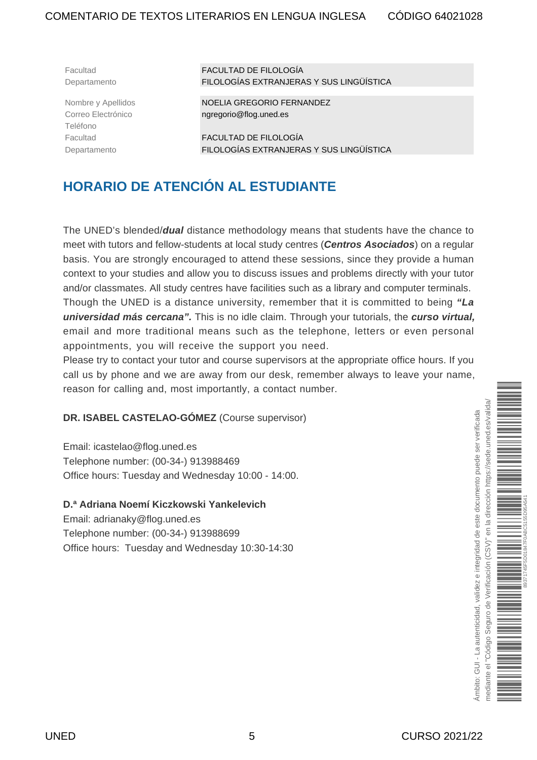| | |
|---|---|
| Facultad | FACULTAD DE FILOLOGÍA |
| Departamento | FILOLOGÍAS EXTRANJERAS Y SUS LINGÜÍSTICA |

| | |
|---|---|
| Nombre y Apellidos | NOELIA GREGORIO FERNANDEZ |
| Correo Electrónico | ngregorio@flog.uned.es |
| Teléfono | |
| Facultad | FACULTAD DE FILOLOGÍA |
| Departamento | FILOLOGÍAS EXTRANJERAS Y SUS LINGÜÍSTICA |

## HORARIO DE ATENCIÓN AL ESTUDIANTE

The UNED's blended/***dual*** distance methodology means that students have the chance to meet with tutors and fellow-students at local study centres (***Centros Asociados***) on a regular basis. You are strongly encouraged to attend these sessions, since they provide a human context to your studies and allow you to discuss issues and problems directly with your tutor and/or classmates. All study centres have facilities such as a library and computer terminals. Though the UNED is a distance university, remember that it is committed to being ***"La universidad más cercana".*** This is no idle claim. Through your tutorials, the ***curso virtual,*** email and more traditional means such as the telephone, letters or even personal appointments, you will receive the support you need.

Please try to contact your tutor and course supervisors at the appropriate office hours. If you call us by phone and we are away from our desk, remember always to leave your name, reason for calling and, most importantly, a contact number.

**DR. ISABEL CASTELAO-GÓMEZ** (Course supervisor)

Email: icastelao@flog.uned.es
Telephone number: (00-34-) 913988469
Office hours: Tuesday and Wednesday 10:00 - 14:00.

**D.ª Adriana Noemí Kiczkowski Yankelevich**
Email: adrianaky@flog.uned.es
Telephone number: (00-34-) 913988699
Office hours: Tuesday and Wednesday 10:30-14:30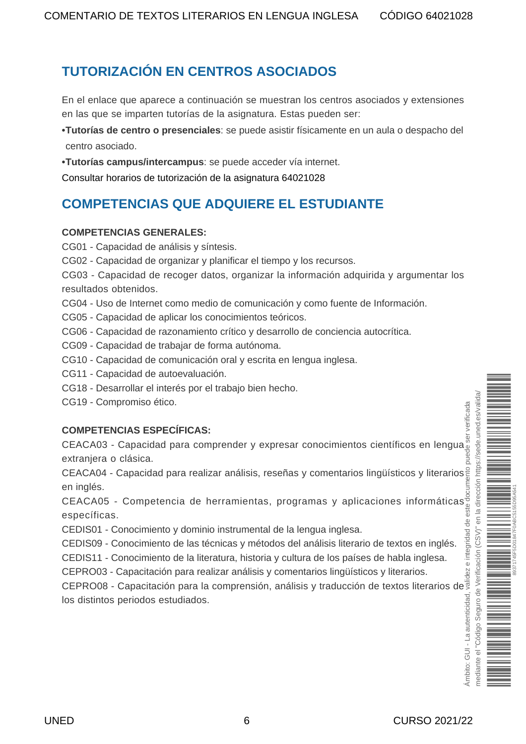## TUTORIZACIÓN EN CENTROS ASOCIADOS

En el enlace que aparece a continuación se muestran los centros asociados y extensiones en las que se imparten tutorías de la asignatura. Estas pueden ser:

- **Tutorías de centro o presenciales**: se puede asistir físicamente en un aula o despacho del centro asociado.
- **Tutorías campus/intercampus**: se puede acceder vía internet.

Consultar horarios de tutorización de la asignatura 64021028

## COMPETENCIAS QUE ADQUIERE EL ESTUDIANTE

**COMPETENCIAS GENERALES:**

CG01 - Capacidad de análisis y síntesis.
CG02 - Capacidad de organizar y planificar el tiempo y los recursos.
CG03 - Capacidad de recoger datos, organizar la información adquirida y argumentar los resultados obtenidos.
CG04 - Uso de Internet como medio de comunicación y como fuente de Información.
CG05 - Capacidad de aplicar los conocimientos teóricos.
CG06 - Capacidad de razonamiento crítico y desarrollo de conciencia autocrítica.
CG09 - Capacidad de trabajar de forma autónoma.
CG10 - Capacidad de comunicación oral y escrita en lengua inglesa.
CG11 - Capacidad de autoevaluación.
CG18 - Desarrollar el interés por el trabajo bien hecho.
CG19 - Compromiso ético.

**COMPETENCIAS ESPECÍFICAS:**

CEACA03 - Capacidad para comprender y expresar conocimientos científicos en lengua extranjera o clásica.
CEACA04 - Capacidad para realizar análisis, reseñas y comentarios lingüísticos y literarios en inglés.
CEACA05 - Competencia de herramientas, programas y aplicaciones informáticas específicas.
CEDIS01 - Conocimiento y dominio instrumental de la lengua inglesa.
CEDIS09 - Conocimiento de las técnicas y métodos del análisis literario de textos en inglés.
CEDIS11 - Conocimiento de la literatura, historia y cultura de los países de habla inglesa.
CEPRO03 - Capacitación para realizar análisis y comentarios lingüísticos y literarios.
CEPRO08 - Capacitación para la comprensión, análisis y traducción de textos literarios de los distintos periodos estudiados.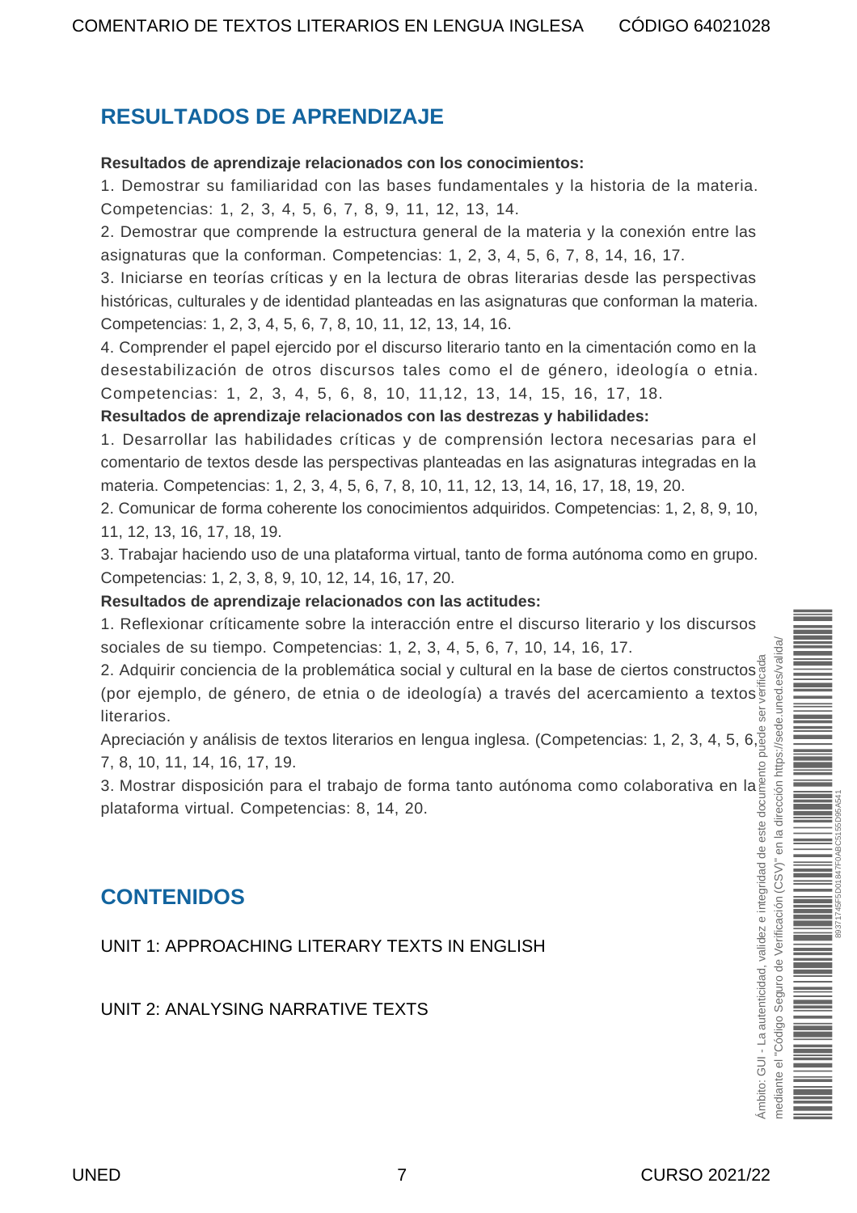## RESULTADOS DE APRENDIZAJE

**Resultados de aprendizaje relacionados con los conocimientos:**

1. Demostrar su familiaridad con las bases fundamentales y la historia de la materia. Competencias: 1, 2, 3, 4, 5, 6, 7, 8, 9, 11, 12, 13, 14.
2. Demostrar que comprende la estructura general de la materia y la conexión entre las asignaturas que la conforman. Competencias: 1, 2, 3, 4, 5, 6, 7, 8, 14, 16, 17.
3. Iniciarse en teorías críticas y en la lectura de obras literarias desde las perspectivas históricas, culturales y de identidad planteadas en las asignaturas que conforman la materia. Competencias: 1, 2, 3, 4, 5, 6, 7, 8, 10, 11, 12, 13, 14, 16.
4. Comprender el papel ejercido por el discurso literario tanto en la cimentación como en la desestabilización de otros discursos tales como el de género, ideología o etnia. Competencias: 1, 2, 3, 4, 5, 6, 8, 10, 11,12, 13, 14, 15, 16, 17, 18.

**Resultados de aprendizaje relacionados con las destrezas y habilidades:**

1. Desarrollar las habilidades críticas y de comprensión lectora necesarias para el comentario de textos desde las perspectivas planteadas en las asignaturas integradas en la materia. Competencias: 1, 2, 3, 4, 5, 6, 7, 8, 10, 11, 12, 13, 14, 16, 17, 18, 19, 20.
2. Comunicar de forma coherente los conocimientos adquiridos. Competencias: 1, 2, 8, 9, 10, 11, 12, 13, 16, 17, 18, 19.
3. Trabajar haciendo uso de una plataforma virtual, tanto de forma autónoma como en grupo. Competencias: 1, 2, 3, 8, 9, 10, 12, 14, 16, 17, 20.

**Resultados de aprendizaje relacionados con las actitudes:**

1. Reflexionar críticamente sobre la interacción entre el discurso literario y los discursos sociales de su tiempo. Competencias: 1, 2, 3, 4, 5, 6, 7, 10, 14, 16, 17.
2. Adquirir conciencia de la problemática social y cultural en la base de ciertos constructos (por ejemplo, de género, de etnia o de ideología) a través del acercamiento a textos literarios.

Apreciación y análisis de textos literarios en lengua inglesa. (Competencias: 1, 2, 3, 4, 5, 6, 7, 8, 10, 11, 14, 16, 17, 19.

3. Mostrar disposición para el trabajo de forma tanto autónoma como colaborativa en la plataforma virtual. Competencias: 8, 14, 20.

## CONTENIDOS

UNIT 1: APPROACHING LITERARY TEXTS IN ENGLISH

UNIT 2: ANALYSING NARRATIVE TEXTS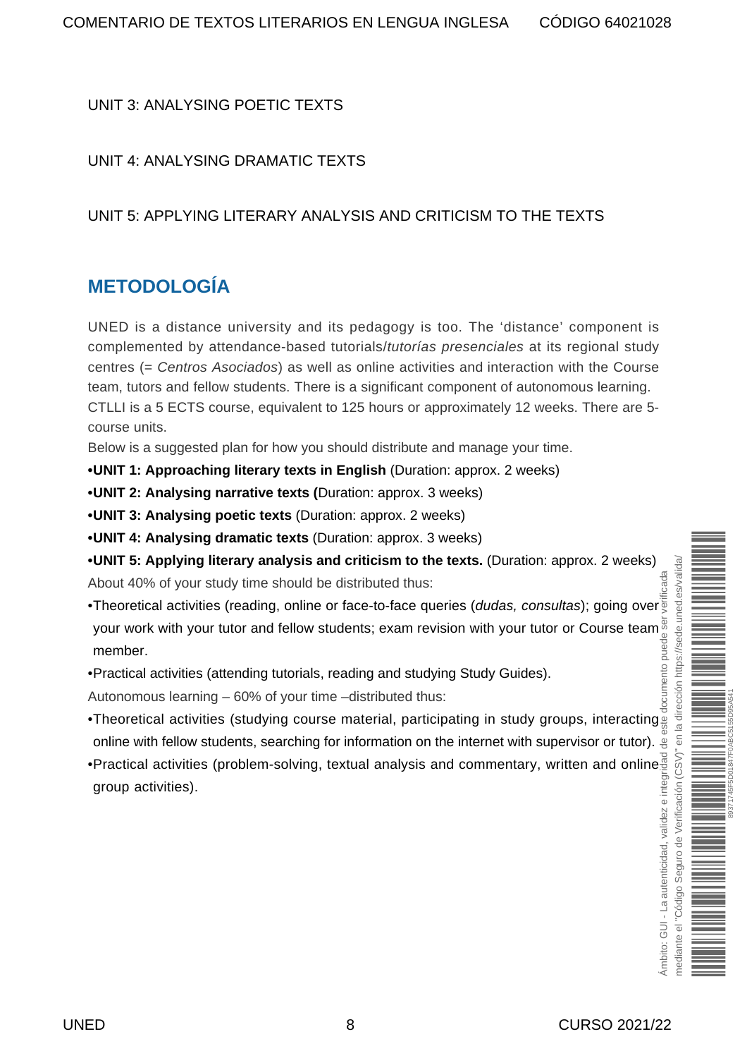UNIT 3: ANALYSING POETIC TEXTS

UNIT 4: ANALYSING DRAMATIC TEXTS

UNIT 5: APPLYING LITERARY ANALYSIS AND CRITICISM TO THE TEXTS

## METODOLOGÍA

UNED is a distance university and its pedagogy is too. The 'distance' component is complemented by attendance-based tutorials/*tutorías presenciales* at its regional study centres (= *Centros Asociados*) as well as online activities and interaction with the Course team, tutors and fellow students. There is a significant component of autonomous learning. CTLLI is a 5 ECTS course, equivalent to 125 hours or approximately 12 weeks. There are 5-course units.

Below is a suggested plan for how you should distribute and manage your time.

- **UNIT 1: Approaching literary texts in English** (Duration: approx. 2 weeks)
- **UNIT 2: Analysing narrative texts (**Duration: approx. 3 weeks)
- **UNIT 3: Analysing poetic texts** (Duration: approx. 2 weeks)
- **UNIT 4: Analysing dramatic texts** (Duration: approx. 3 weeks)
- **UNIT 5: Applying literary analysis and criticism to the texts.** (Duration: approx. 2 weeks)

About 40% of your study time should be distributed thus:

- Theoretical activities (reading, online or face-to-face queries (*dudas, consultas*); going over your work with your tutor and fellow students; exam revision with your tutor or Course team member.
- Practical activities (attending tutorials, reading and studying Study Guides).

Autonomous learning – 60% of your time –distributed thus:

- Theoretical activities (studying course material, participating in study groups, interacting online with fellow students, searching for information on the internet with supervisor or tutor).
- Practical activities (problem-solving, textual analysis and commentary, written and online group activities).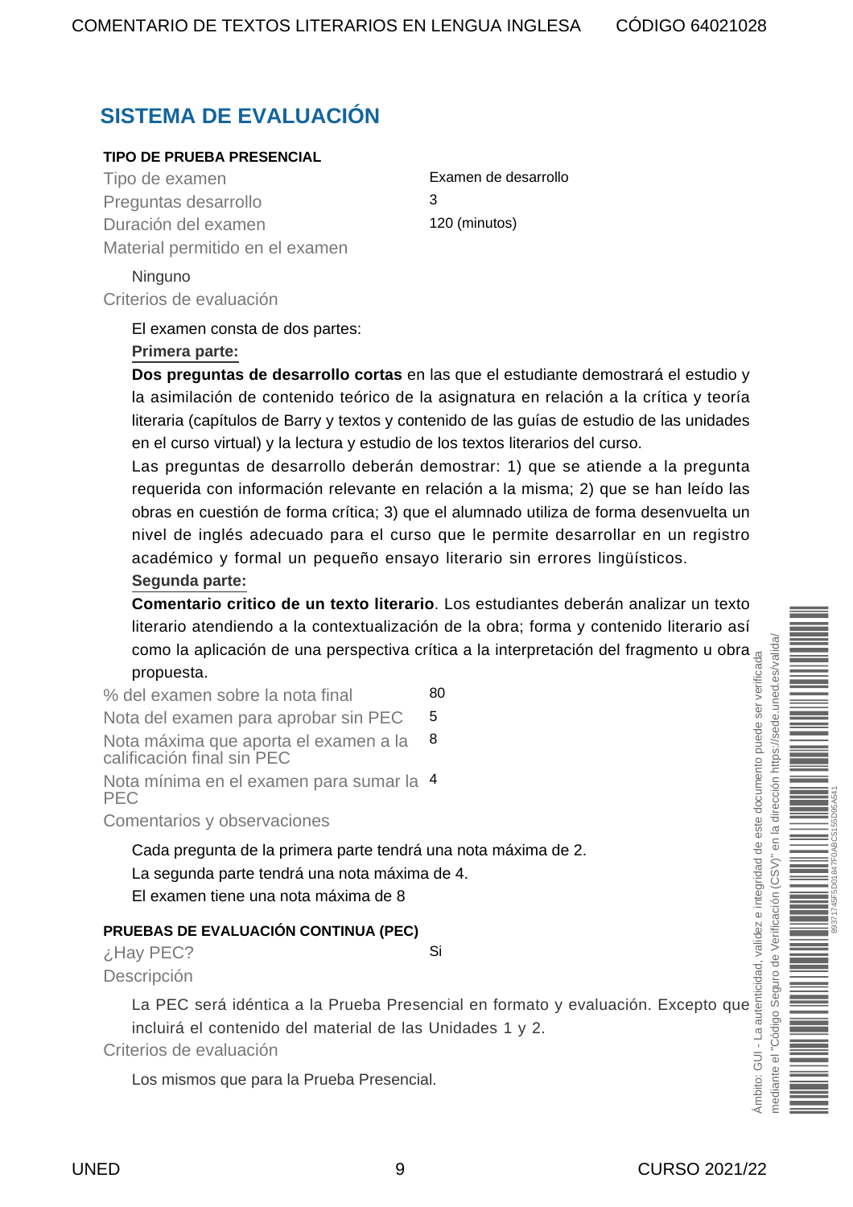## SISTEMA DE EVALUACIÓN

### TIPO DE PRUEBA PRESENCIAL

| | |
|---|---|
| Tipo de examen | Examen de desarrollo |
| Preguntas desarrollo | 3 |
| Duración del examen | 120 (minutos) |
| Material permitido en el examen | |

Ninguno

Criterios de evaluación

El examen consta de dos partes:

**Primera parte:**

**Dos preguntas de desarrollo cortas** en las que el estudiante demostrará el estudio y la asimilación de contenido teórico de la asignatura en relación a la crítica y teoría literaria (capítulos de Barry y textos y contenido de las guías de estudio de las unidades en el curso virtual) y la lectura y estudio de los textos literarios del curso.

Las preguntas de desarrollo deberán demostrar: 1) que se atiende a la pregunta requerida con información relevante en relación a la misma; 2) que se han leído las obras en cuestión de forma crítica; 3) que el alumnado utiliza de forma desenvuelta un nivel de inglés adecuado para el curso que le permite desarrollar en un registro académico y formal un pequeño ensayo literario sin errores lingüísticos.

**Segunda parte:**

**Comentario critico de un texto literario**. Los estudiantes deberán analizar un texto literario atendiendo a la contextualización de la obra; forma y contenido literario así como la aplicación de una perspectiva crítica a la interpretación del fragmento u obra propuesta.

| | |
|---|---|
| % del examen sobre la nota final | 80 |
| Nota del examen para aprobar sin PEC | 5 |
| Nota máxima que aporta el examen a la calificación final sin PEC | 8 |
| Nota mínima en el examen para sumar la PEC | 4 |

Comentarios y observaciones

Cada pregunta de la primera parte tendrá una nota máxima de 2.

La segunda parte tendrá una nota máxima de 4.

El examen tiene una nota máxima de 8

### PRUEBAS DE EVALUACIÓN CONTINUA (PEC)

| | |
|---|---|
| ¿Hay PEC? | Si |

Descripción

La PEC será idéntica a la Prueba Presencial en formato y evaluación. Excepto que incluirá el contenido del material de las Unidades 1 y 2.

Criterios de evaluación

Los mismos que para la Prueba Presencial.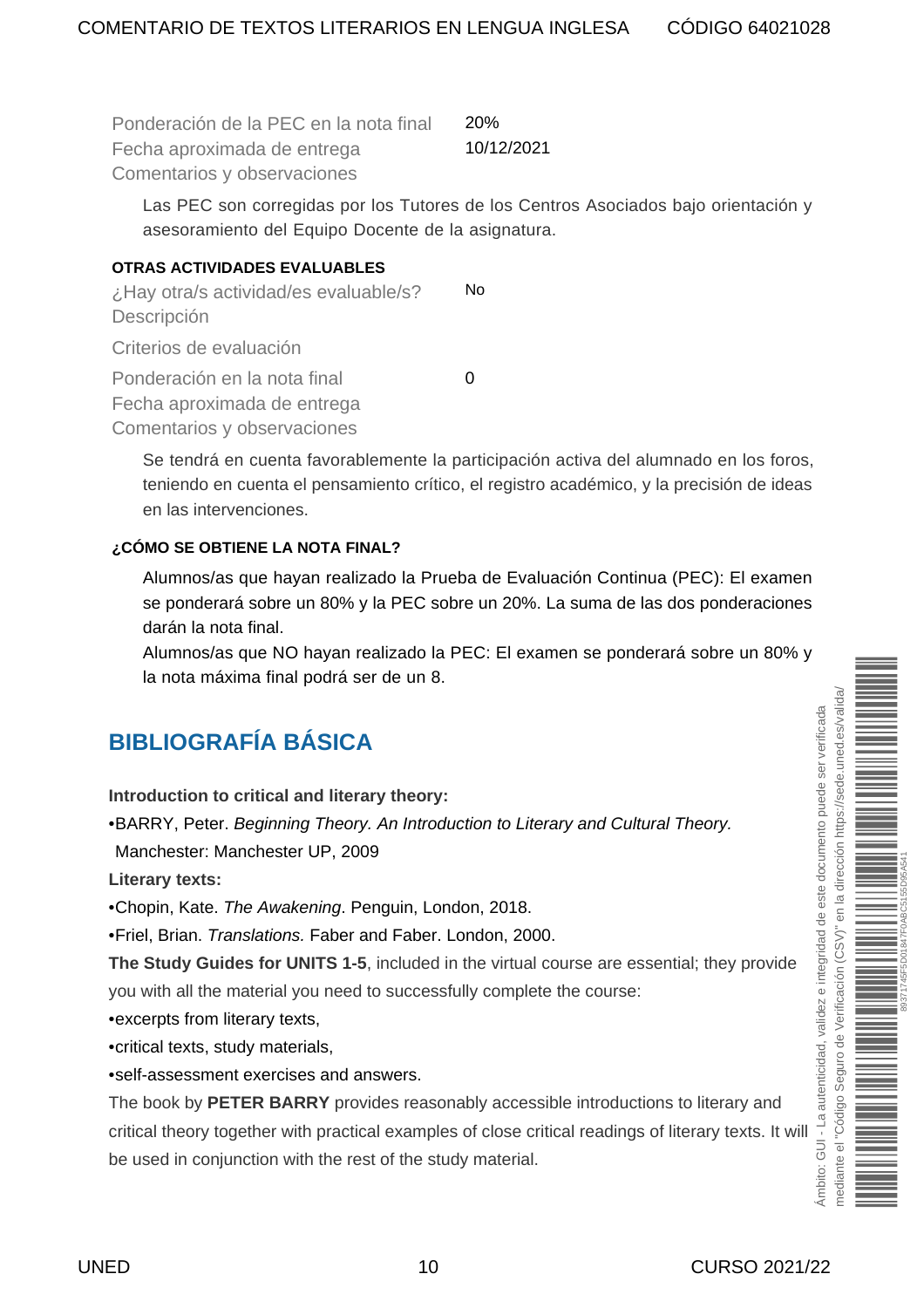Ponderación de la PEC en la nota final 20%

Fecha aproximada de entrega 10/12/2021

Comentarios y observaciones

Las PEC son corregidas por los Tutores de los Centros Asociados bajo orientación y asesoramiento del Equipo Docente de la asignatura.

**OTRAS ACTIVIDADES EVALUABLES**

¿Hay otra/s actividad/es evaluable/s? No

Descripción

Criterios de evaluación

Ponderación en la nota final 0

Fecha aproximada de entrega

Comentarios y observaciones

Se tendrá en cuenta favorablemente la participación activa del alumnado en los foros, teniendo en cuenta el pensamiento crítico, el registro académico, y la precisión de ideas en las intervenciones.

**¿CÓMO SE OBTIENE LA NOTA FINAL?**

Alumnos/as que hayan realizado la Prueba de Evaluación Continua (PEC): El examen se ponderará sobre un 80% y la PEC sobre un 20%. La suma de las dos ponderaciones darán la nota final.

Alumnos/as que NO hayan realizado la PEC: El examen se ponderará sobre un 80% y la nota máxima final podrá ser de un 8.

## BIBLIOGRAFÍA BÁSICA

**Introduction to critical and literary theory:**

•BARRY, Peter. *Beginning Theory. An Introduction to Literary and Cultural Theory.* Manchester: Manchester UP, 2009

**Literary texts:**

•Chopin, Kate. *The Awakening*. Penguin, London, 2018.

•Friel, Brian. *Translations.* Faber and Faber. London, 2000.

**The Study Guides for UNITS 1-5**, included in the virtual course are essential; they provide you with all the material you need to successfully complete the course:

•excerpts from literary texts,

•critical texts, study materials,

•self-assessment exercises and answers.

The book by **PETER BARRY** provides reasonably accessible introductions to literary and critical theory together with practical examples of close critical readings of literary texts. It will be used in conjunction with the rest of the study material.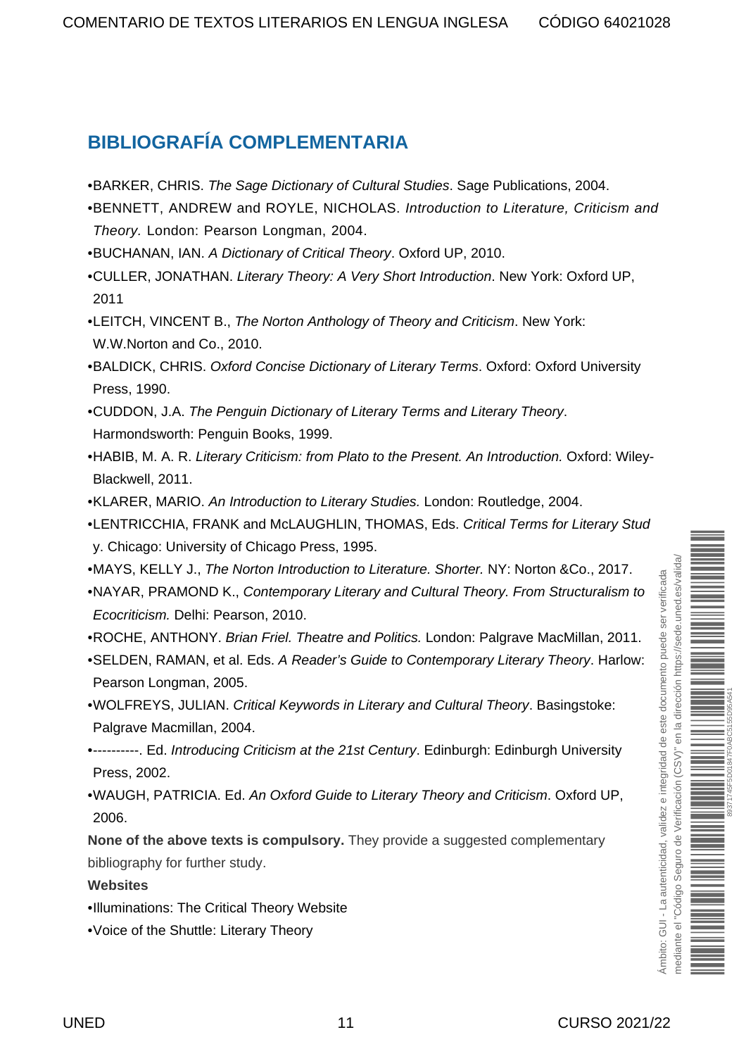## BIBLIOGRAFÍA COMPLEMENTARIA

- BARKER, CHRIS. *The Sage Dictionary of Cultural Studies*. Sage Publications, 2004.
- BENNETT, ANDREW and ROYLE, NICHOLAS. *Introduction to Literature, Criticism and Theory.* London: Pearson Longman, 2004.
- BUCHANAN, IAN. *A Dictionary of Critical Theory*. Oxford UP, 2010.
- CULLER, JONATHAN. *Literary Theory: A Very Short Introduction*. New York: Oxford UP, 2011
- LEITCH, VINCENT B., *The Norton Anthology of Theory and Criticism*. New York: W.W.Norton and Co., 2010.
- BALDICK, CHRIS. *Oxford Concise Dictionary of Literary Terms*. Oxford: Oxford University Press, 1990.
- CUDDON, J.A. *The Penguin Dictionary of Literary Terms and Literary Theory*. Harmondsworth: Penguin Books, 1999.
- HABIB, M. A. R. *Literary Criticism: from Plato to the Present. An Introduction.* Oxford: Wiley-Blackwell, 2011.
- KLARER, MARIO. *An Introduction to Literary Studies.* London: Routledge, 2004.
- LENTRICCHIA, FRANK and McLAUGHLIN, THOMAS, Eds. *Critical Terms for Literary Stud y.* Chicago: University of Chicago Press, 1995.
- MAYS, KELLY J., *The Norton Introduction to Literature. Shorter.* NY: Norton &Co., 2017.
- NAYAR, PRAMOND K., *Contemporary Literary and Cultural Theory. From Structuralism to Ecocriticism.* Delhi: Pearson, 2010.
- ROCHE, ANTHONY. *Brian Friel. Theatre and Politics.* London: Palgrave MacMillan, 2011.
- SELDEN, RAMAN, et al. Eds. *A Reader's Guide to Contemporary Literary Theory*. Harlow: Pearson Longman, 2005.
- WOLFREYS, JULIAN. *Critical Keywords in Literary and Cultural Theory*. Basingstoke: Palgrave Macmillan, 2004.
- ----------. Ed. *Introducing Criticism at the 21st Century*. Edinburgh: Edinburgh University Press, 2002.
- WAUGH, PATRICIA. Ed. *An Oxford Guide to Literary Theory and Criticism*. Oxford UP, 2006.

**None of the above texts is compulsory.** They provide a suggested complementary bibliography for further study.

**Websites**

- Illuminations: The Critical Theory Website
- Voice of the Shuttle: Literary Theory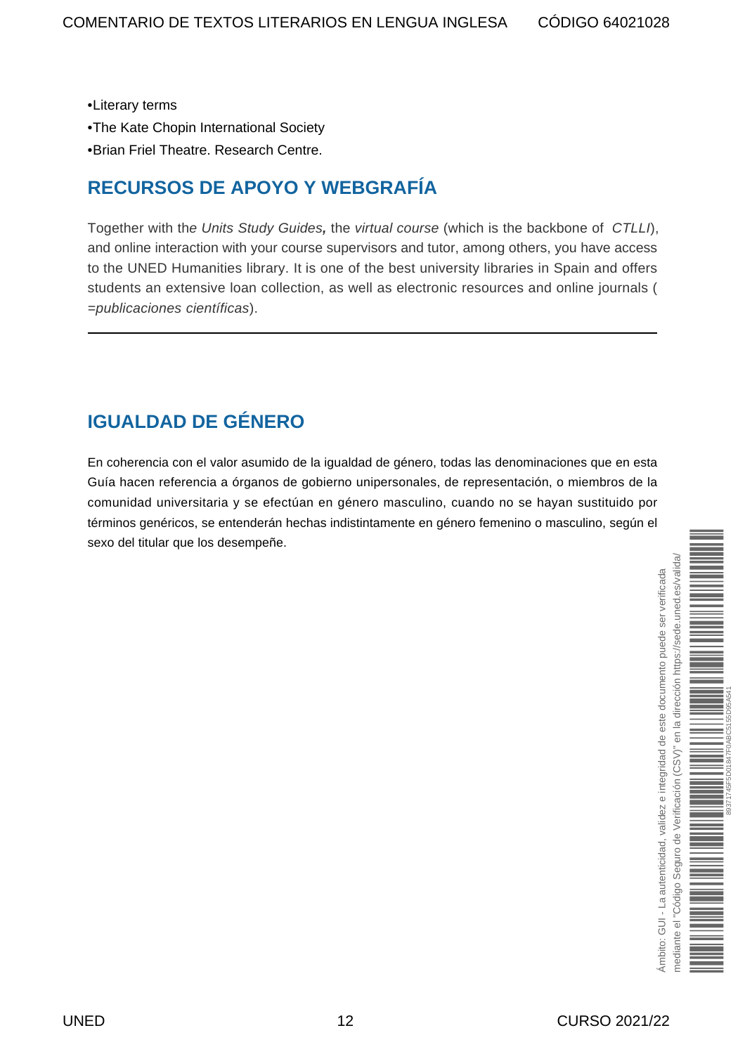•Literary terms

•The Kate Chopin International Society

•Brian Friel Theatre. Research Centre.

## RECURSOS DE APOYO Y WEBGRAFÍA

Together with the *Units Study Guides***,** the *virtual course* (which is the backbone of *CTLLI*), and online interaction with your course supervisors and tutor, among others, you have access to the UNED Humanities library. It is one of the best university libraries in Spain and offers students an extensive loan collection, as well as electronic resources and online journals ( *=publicaciones científicas*).

---

## IGUALDAD DE GÉNERO

En coherencia con el valor asumido de la igualdad de género, todas las denominaciones que en esta Guía hacen referencia a órganos de gobierno unipersonales, de representación, o miembros de la comunidad universitaria y se efectúan en género masculino, cuando no se hayan sustituido por términos genéricos, se entenderán hechas indistintamente en género femenino o masculino, según el sexo del titular que los desempeñe.